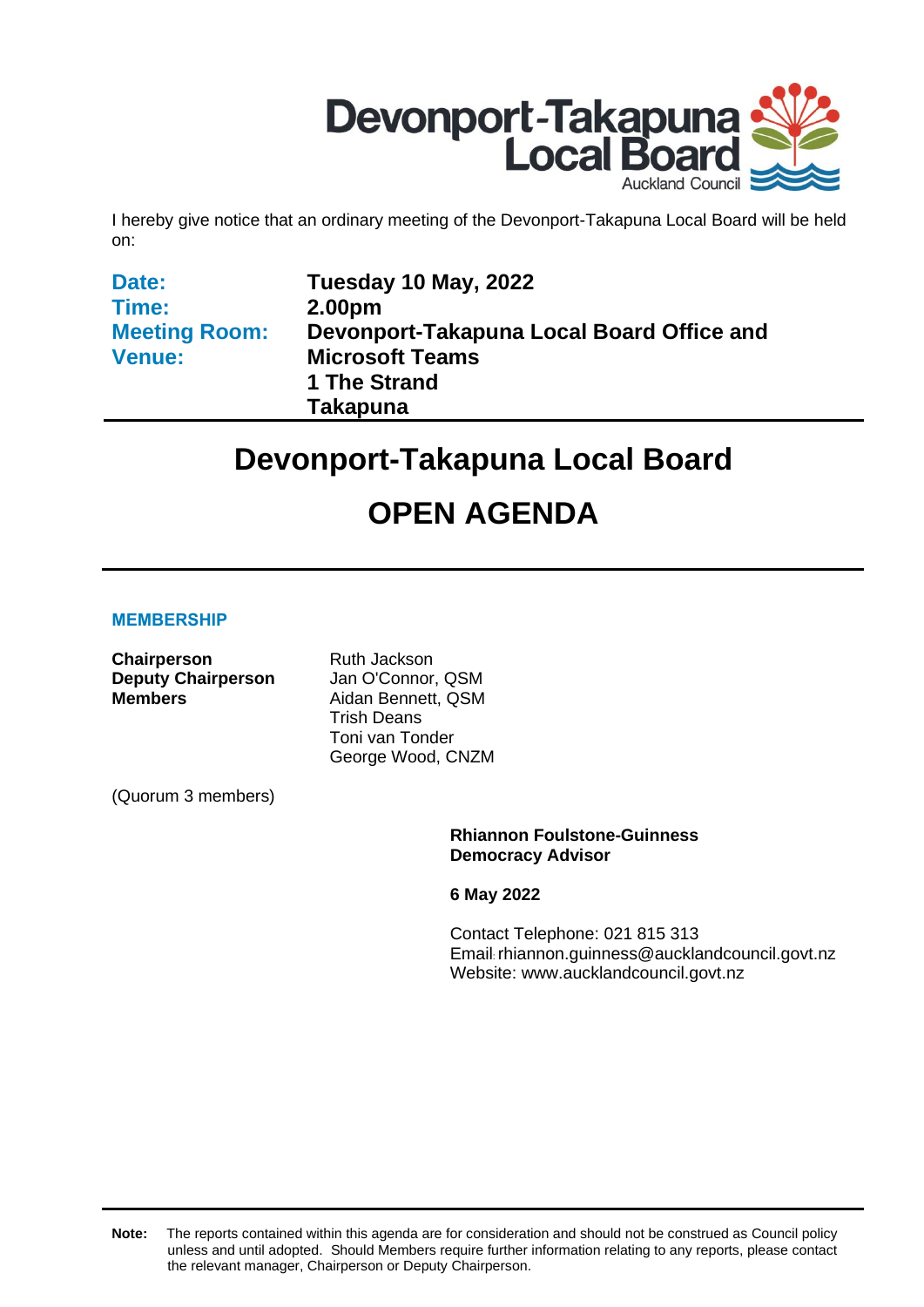Devonport-Takapuna Local Board

Auckland Council

I hereby give notice that an ordinary meeting of the Devonport-Takapuna Local Board will be held on:

| | |
|---|---|
| **Date:** | **Tuesday 10 May, 2022** |
| **Time:** | **2.00pm** |
| **Meeting Room:** | **Devonport-Takapuna Local Board Office and** |
| **Venue:** | **Microsoft Teams** |
| | **1 The Strand** |
| | **Takapuna** |

# Devonport-Takapuna Local Board

# OPEN AGENDA

### MEMBERSHIP

| | |
|---|---|
| **Chairperson** | Ruth Jackson |
| **Deputy Chairperson** | Jan O'Connor, QSM |
| **Members** | Aidan Bennett, QSM |
| | Trish Deans |
| | Toni van Tonder |
| | George Wood, CNZM |

(Quorum 3 members)

**Rhiannon Foulstone-Guinness**
**Democracy Advisor**

**6 May 2022**

Contact Telephone: 021 815 313
Email: rhiannon.guinness@aucklandcouncil.govt.nz
Website: www.aucklandcouncil.govt.nz

**Note:** The reports contained within this agenda are for consideration and should not be construed as Council policy unless and until adopted. Should Members require further information relating to any reports, please contact the relevant manager, Chairperson or Deputy Chairperson.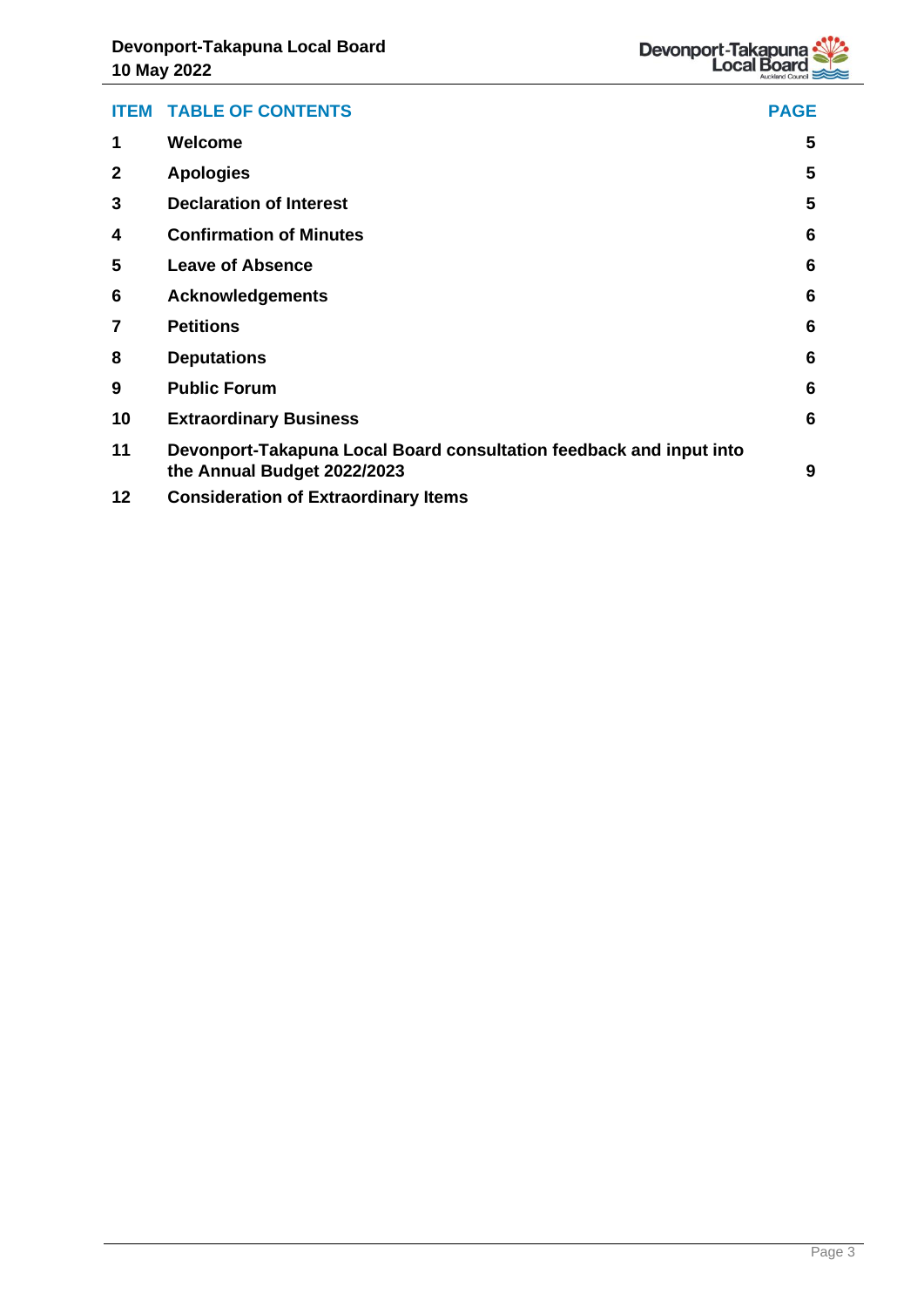| ITEM | TABLE OF CONTENTS | PAGE |
|---|---|---|
| 1 | Welcome | 5 |
| 2 | Apologies | 5 |
| 3 | Declaration of Interest | 5 |
| 4 | Confirmation of Minutes | 6 |
| 5 | Leave of Absence | 6 |
| 6 | Acknowledgements | 6 |
| 7 | Petitions | 6 |
| 8 | Deputations | 6 |
| 9 | Public Forum | 6 |
| 10 | Extraordinary Business | 6 |
| 11 | Devonport-Takapuna Local Board consultation feedback and input into the Annual Budget 2022/2023 | 9 |
| 12 | Consideration of Extraordinary Items | |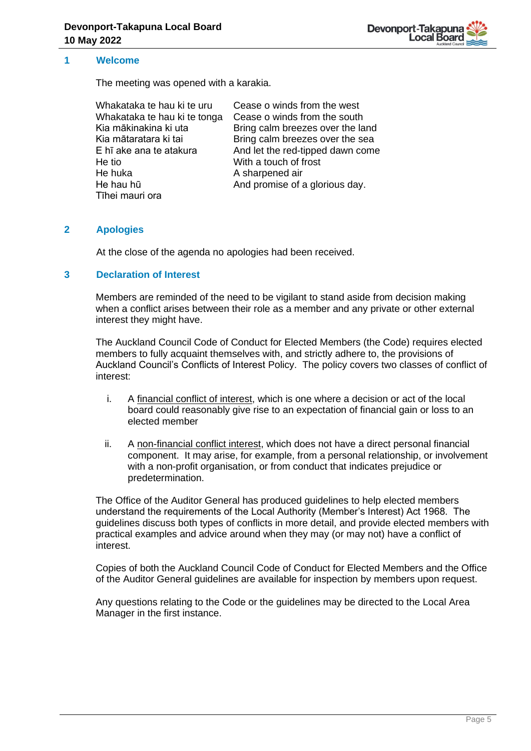## 1 Welcome

The meeting was opened with a karakia.

| | |
|---|---|
| Whakataka te hau ki te uru | Cease o winds from the west |
| Whakataka te hau ki te tonga | Cease o winds from the south |
| Kia mākinakina ki uta | Bring calm breezes over the land |
| Kia mātaratara ki tai | Bring calm breezes over the sea |
| E hī ake ana te atakura | And let the red-tipped dawn come |
| He tio | With a touch of frost |
| He huka | A sharpened air |
| He hau hū | And promise of a glorious day. |
| Tīhei mauri ora | |

## 2 Apologies

At the close of the agenda no apologies had been received.

## 3 Declaration of Interest

Members are reminded of the need to be vigilant to stand aside from decision making when a conflict arises between their role as a member and any private or other external interest they might have.

The Auckland Council Code of Conduct for Elected Members (the Code) requires elected members to fully acquaint themselves with, and strictly adhere to, the provisions of Auckland Council's Conflicts of Interest Policy. The policy covers two classes of conflict of interest:

i. A financial conflict of interest, which is one where a decision or act of the local board could reasonably give rise to an expectation of financial gain or loss to an elected member

ii. A non-financial conflict interest, which does not have a direct personal financial component. It may arise, for example, from a personal relationship, or involvement with a non-profit organisation, or from conduct that indicates prejudice or predetermination.

The Office of the Auditor General has produced guidelines to help elected members understand the requirements of the Local Authority (Member's Interest) Act 1968. The guidelines discuss both types of conflicts in more detail, and provide elected members with practical examples and advice around when they may (or may not) have a conflict of interest.

Copies of both the Auckland Council Code of Conduct for Elected Members and the Office of the Auditor General guidelines are available for inspection by members upon request.

Any questions relating to the Code or the guidelines may be directed to the Local Area Manager in the first instance.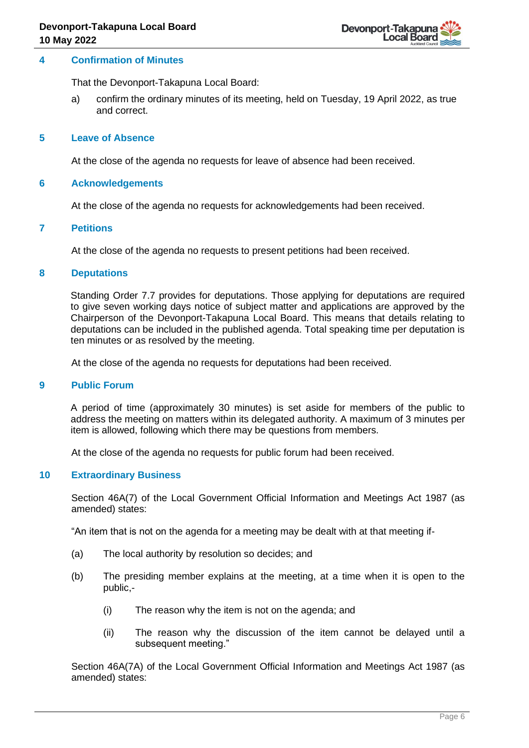## 4 Confirmation of Minutes

That the Devonport-Takapuna Local Board:

a) confirm the ordinary minutes of its meeting, held on Tuesday, 19 April 2022, as true and correct.

## 5 Leave of Absence

At the close of the agenda no requests for leave of absence had been received.

## 6 Acknowledgements

At the close of the agenda no requests for acknowledgements had been received.

## 7 Petitions

At the close of the agenda no requests to present petitions had been received.

## 8 Deputations

Standing Order 7.7 provides for deputations. Those applying for deputations are required to give seven working days notice of subject matter and applications are approved by the Chairperson of the Devonport-Takapuna Local Board. This means that details relating to deputations can be included in the published agenda. Total speaking time per deputation is ten minutes or as resolved by the meeting.

At the close of the agenda no requests for deputations had been received.

## 9 Public Forum

A period of time (approximately 30 minutes) is set aside for members of the public to address the meeting on matters within its delegated authority. A maximum of 3 minutes per item is allowed, following which there may be questions from members.

At the close of the agenda no requests for public forum had been received.

## 10 Extraordinary Business

Section 46A(7) of the Local Government Official Information and Meetings Act 1987 (as amended) states:

"An item that is not on the agenda for a meeting may be dealt with at that meeting if-

(a) The local authority by resolution so decides; and

(b) The presiding member explains at the meeting, at a time when it is open to the public,-

(i) The reason why the item is not on the agenda; and

(ii) The reason why the discussion of the item cannot be delayed until a subsequent meeting."

Section 46A(7A) of the Local Government Official Information and Meetings Act 1987 (as amended) states: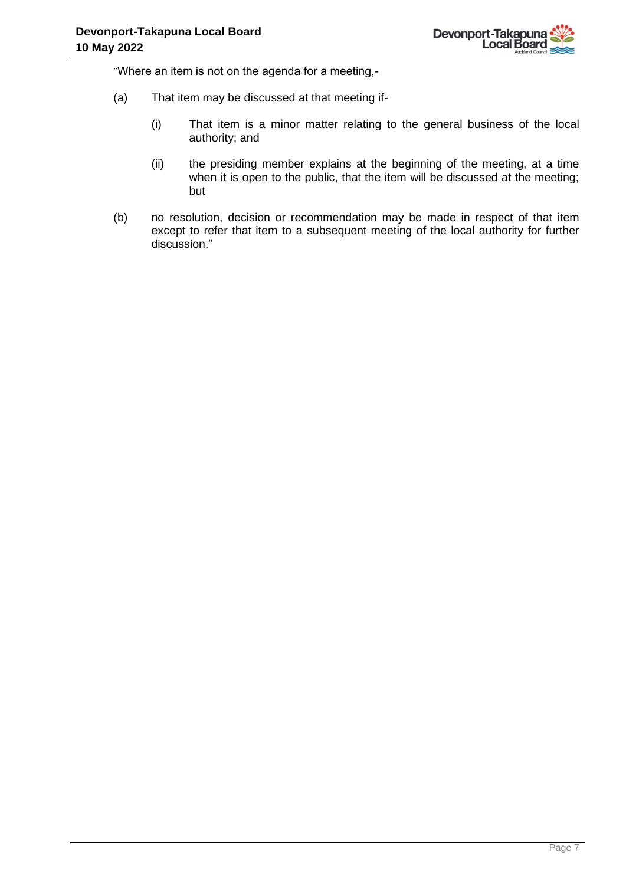"Where an item is not on the agenda for a meeting,-

(a) That item may be discussed at that meeting if-

  (i) That item is a minor matter relating to the general business of the local authority; and

  (ii) the presiding member explains at the beginning of the meeting, at a time when it is open to the public, that the item will be discussed at the meeting; but

(b) no resolution, decision or recommendation may be made in respect of that item except to refer that item to a subsequent meeting of the local authority for further discussion."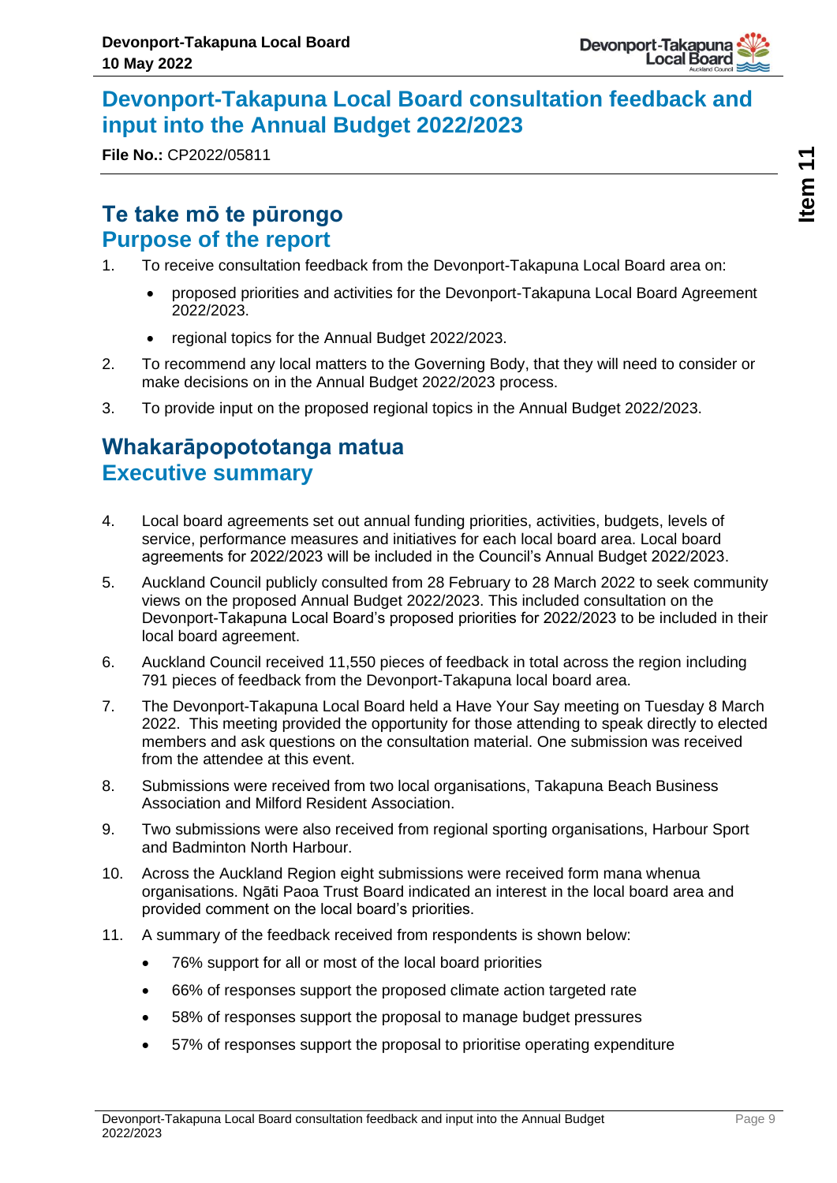# Devonport-Takapuna Local Board consultation feedback and input into the Annual Budget 2022/2023

**File No.:** CP2022/05811

## Te take mō te pūrongo
## Purpose of the report

1. To receive consultation feedback from the Devonport-Takapuna Local Board area on:
   - proposed priorities and activities for the Devonport-Takapuna Local Board Agreement 2022/2023.
   - regional topics for the Annual Budget 2022/2023.
2. To recommend any local matters to the Governing Body, that they will need to consider or make decisions on in the Annual Budget 2022/2023 process.
3. To provide input on the proposed regional topics in the Annual Budget 2022/2023.

## Whakarāpopototanga matua
## Executive summary

4. Local board agreements set out annual funding priorities, activities, budgets, levels of service, performance measures and initiatives for each local board area. Local board agreements for 2022/2023 will be included in the Council's Annual Budget 2022/2023.
5. Auckland Council publicly consulted from 28 February to 28 March 2022 to seek community views on the proposed Annual Budget 2022/2023. This included consultation on the Devonport-Takapuna Local Board's proposed priorities for 2022/2023 to be included in their local board agreement.
6. Auckland Council received 11,550 pieces of feedback in total across the region including 791 pieces of feedback from the Devonport-Takapuna local board area.
7. The Devonport-Takapuna Local Board held a Have Your Say meeting on Tuesday 8 March 2022. This meeting provided the opportunity for those attending to speak directly to elected members and ask questions on the consultation material. One submission was received from the attendee at this event.
8. Submissions were received from two local organisations, Takapuna Beach Business Association and Milford Resident Association.
9. Two submissions were also received from regional sporting organisations, Harbour Sport and Badminton North Harbour.
10. Across the Auckland Region eight submissions were received form mana whenua organisations. Ngāti Paoa Trust Board indicated an interest in the local board area and provided comment on the local board's priorities.
11. A summary of the feedback received from respondents is shown below:
    - 76% support for all or most of the local board priorities
    - 66% of responses support the proposed climate action targeted rate
    - 58% of responses support the proposal to manage budget pressures
    - 57% of responses support the proposal to prioritise operating expenditure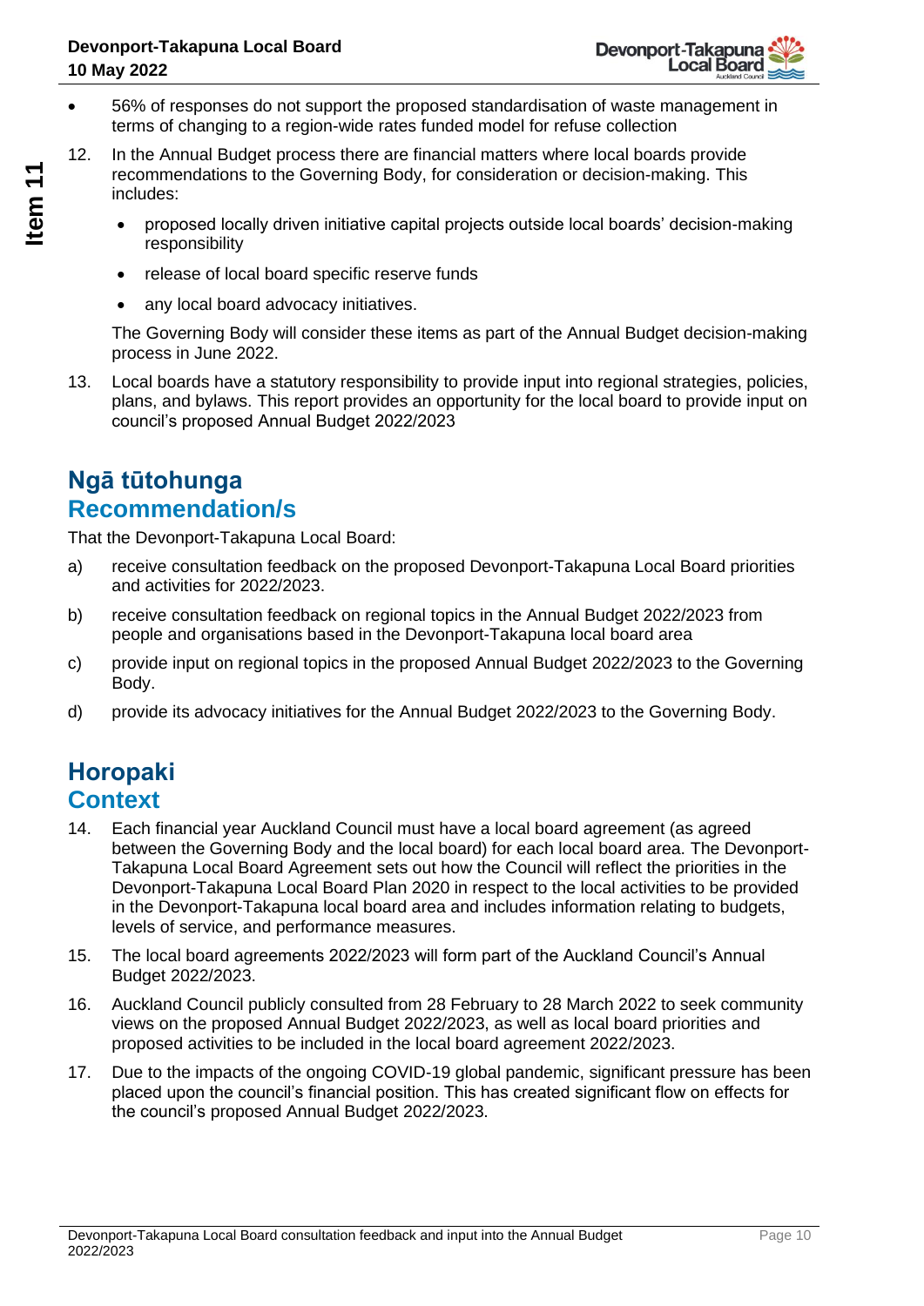- 56% of responses do not support the proposed standardisation of waste management in terms of changing to a region-wide rates funded model for refuse collection

12. In the Annual Budget process there are financial matters where local boards provide recommendations to the Governing Body, for consideration or decision-making. This includes:

    - proposed locally driven initiative capital projects outside local boards' decision-making responsibility
    - release of local board specific reserve funds
    - any local board advocacy initiatives.

    The Governing Body will consider these items as part of the Annual Budget decision-making process in June 2022.

13. Local boards have a statutory responsibility to provide input into regional strategies, policies, plans, and bylaws. This report provides an opportunity for the local board to provide input on council's proposed Annual Budget 2022/2023

## Ngā tūtohunga
## Recommendation/s

That the Devonport-Takapuna Local Board:

a) receive consultation feedback on the proposed Devonport-Takapuna Local Board priorities and activities for 2022/2023.

b) receive consultation feedback on regional topics in the Annual Budget 2022/2023 from people and organisations based in the Devonport-Takapuna local board area

c) provide input on regional topics in the proposed Annual Budget 2022/2023 to the Governing Body.

d) provide its advocacy initiatives for the Annual Budget 2022/2023 to the Governing Body.

## Horopaki
## Context

14. Each financial year Auckland Council must have a local board agreement (as agreed between the Governing Body and the local board) for each local board area. The Devonport-Takapuna Local Board Agreement sets out how the Council will reflect the priorities in the Devonport-Takapuna Local Board Plan 2020 in respect to the local activities to be provided in the Devonport-Takapuna local board area and includes information relating to budgets, levels of service, and performance measures.

15. The local board agreements 2022/2023 will form part of the Auckland Council's Annual Budget 2022/2023.

16. Auckland Council publicly consulted from 28 February to 28 March 2022 to seek community views on the proposed Annual Budget 2022/2023, as well as local board priorities and proposed activities to be included in the local board agreement 2022/2023.

17. Due to the impacts of the ongoing COVID-19 global pandemic, significant pressure has been placed upon the council's financial position. This has created significant flow on effects for the council's proposed Annual Budget 2022/2023.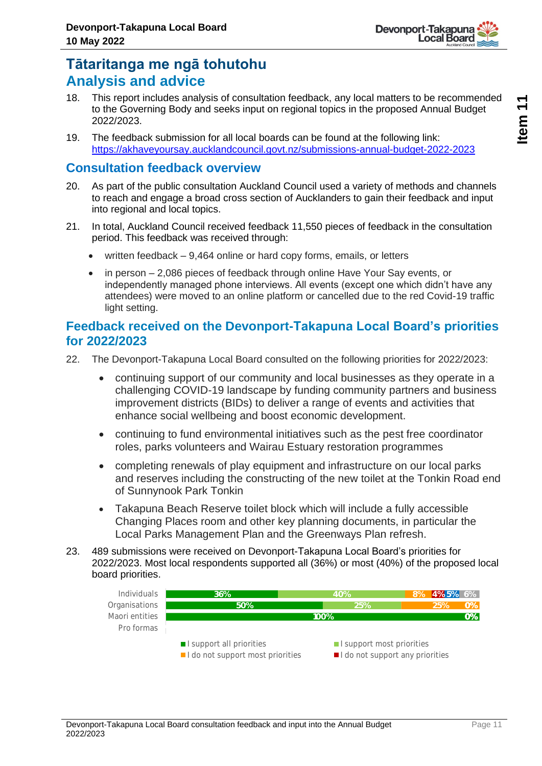# Tātaritanga me ngā tohutohu
## Analysis and advice

18. This report includes analysis of consultation feedback, any local matters to be recommended to the Governing Body and seeks input on regional topics in the proposed Annual Budget 2022/2023.

19. The feedback submission for all local boards can be found at the following link: https://akhaveyoursay.aucklandcouncil.govt.nz/submissions-annual-budget-2022-2023

## Consultation feedback overview

20. As part of the public consultation Auckland Council used a variety of methods and channels to reach and engage a broad cross section of Aucklanders to gain their feedback and input into regional and local topics.

21. In total, Auckland Council received feedback 11,550 pieces of feedback in the consultation period. This feedback was received through:
    - written feedback – 9,464 online or hard copy forms, emails, or letters
    - in person – 2,086 pieces of feedback through online Have Your Say events, or independently managed phone interviews. All events (except one which didn't have any attendees) were moved to an online platform or cancelled due to the red Covid-19 traffic light setting.

## Feedback received on the Devonport-Takapuna Local Board's priorities for 2022/2023

22. The Devonport-Takapuna Local Board consulted on the following priorities for 2022/2023:
    - continuing support of our community and local businesses as they operate in a challenging COVID-19 landscape by funding community partners and business improvement districts (BIDs) to deliver a range of events and activities that enhance social wellbeing and boost economic development.
    - continuing to fund environmental initiatives such as the pest free coordinator roles, parks volunteers and Wairau Estuary restoration programmes
    - completing renewals of play equipment and infrastructure on our local parks and reserves including the constructing of the new toilet at the Tonkin Road end of Sunnynook Park Tonkin
    - Takapuna Beach Reserve toilet block which will include a fully accessible Changing Places room and other key planning documents, in particular the Local Parks Management Plan and the Greenways Plan refresh.

23. 489 submissions were received on Devonport-Takapuna Local Board's priorities for 2022/2023. Most local respondents supported all (36%) or most (40%) of the proposed local board priorities.

| | I support all priorities | I support most priorities | I do not support most priorities | I do not support any priorities | | |
|---|---|---|---|---|---|---|
| Individuals | 36% | 40% | 8% | 4% | 5% | 6% |
| Organisations | 50% | 25% | 25% | | | 0% |
| Maori entities | 100% | | | | | 0% |
| Pro formas | | | | | | |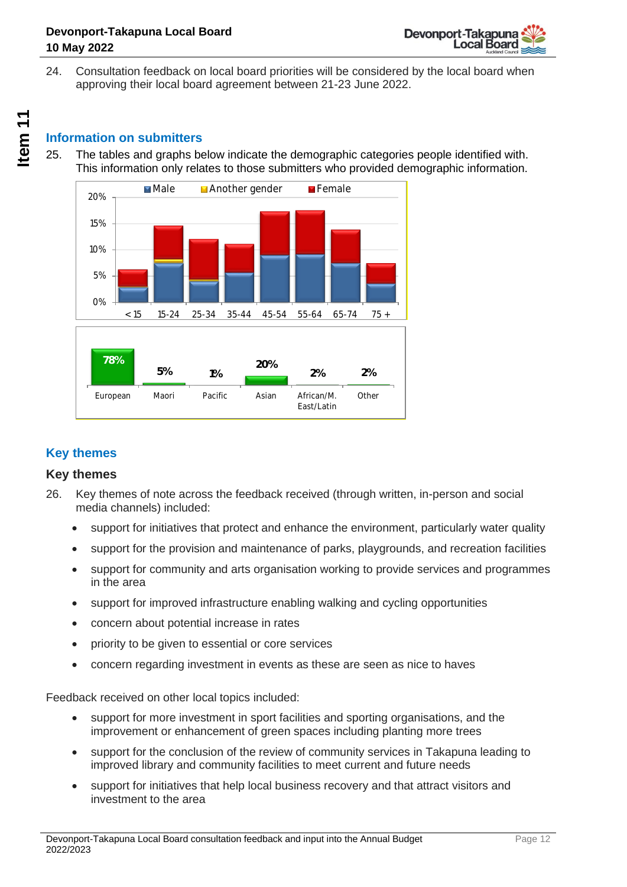24. Consultation feedback on local board priorities will be considered by the local board when approving their local board agreement between 21-23 June 2022.

## Information on submitters

25. The tables and graphs below indicate the demographic categories people identified with. This information only relates to those submitters who provided demographic information.

| European | Maori | Pacific | Asian | African/M. East/Latin | Other |
|---|---|---|---|---|---|
| 78% | 5% | 1% | 20% | 2% | 2% |

## Key themes

### Key themes

26. Key themes of note across the feedback received (through written, in-person and social media channels) included:

- support for initiatives that protect and enhance the environment, particularly water quality
- support for the provision and maintenance of parks, playgrounds, and recreation facilities
- support for community and arts organisation working to provide services and programmes in the area
- support for improved infrastructure enabling walking and cycling opportunities
- concern about potential increase in rates
- priority to be given to essential or core services
- concern regarding investment in events as these are seen as nice to haves

Feedback received on other local topics included:

- support for more investment in sport facilities and sporting organisations, and the improvement or enhancement of green spaces including planting more trees
- support for the conclusion of the review of community services in Takapuna leading to improved library and community facilities to meet current and future needs
- support for initiatives that help local business recovery and that attract visitors and investment to the area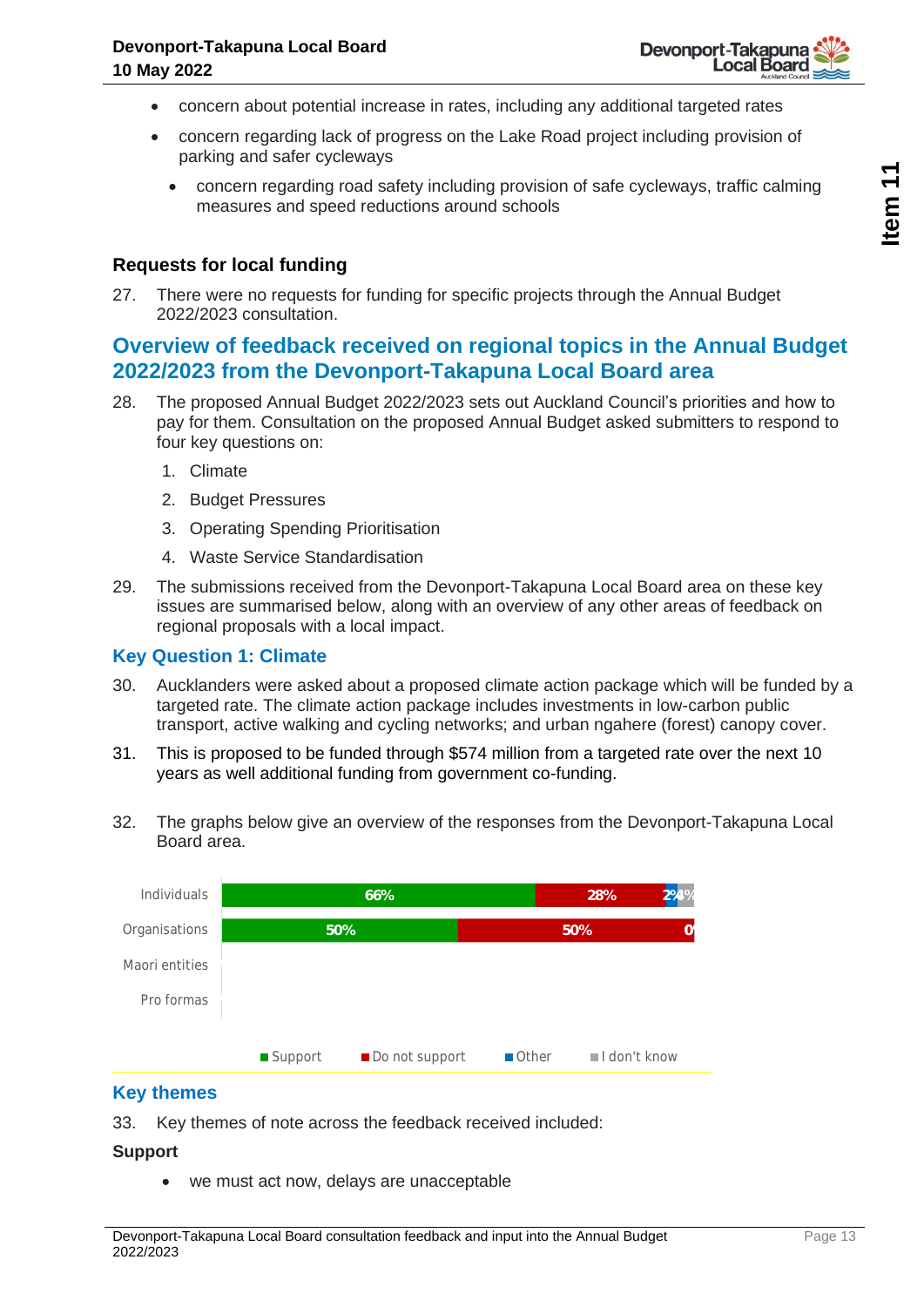- concern about potential increase in rates, including any additional targeted rates
- concern regarding lack of progress on the Lake Road project including provision of parking and safer cycleways
  - concern regarding road safety including provision of safe cycleways, traffic calming measures and speed reductions around schools

### Requests for local funding

27. There were no requests for funding for specific projects through the Annual Budget 2022/2023 consultation.

## Overview of feedback received on regional topics in the Annual Budget 2022/2023 from the Devonport-Takapuna Local Board area

28. The proposed Annual Budget 2022/2023 sets out Auckland Council's priorities and how to pay for them. Consultation on the proposed Annual Budget asked submitters to respond to four key questions on:
    1. Climate
    2. Budget Pressures
    3. Operating Spending Prioritisation
    4. Waste Service Standardisation
29. The submissions received from the Devonport-Takapuna Local Board area on these key issues are summarised below, along with an overview of any other areas of feedback on regional proposals with a local impact.

### Key Question 1: Climate

30. Aucklanders were asked about a proposed climate action package which will be funded by a targeted rate. The climate action package includes investments in low-carbon public transport, active walking and cycling networks; and urban ngahere (forest) canopy cover.
31. This is proposed to be funded through $574 million from a targeted rate over the next 10 years as well additional funding from government co-funding.
32. The graphs below give an overview of the responses from the Devonport-Takapuna Local Board area.

| | Support | Do not support | Other | I don't know |
|---|---|---|---|---|
| Individuals | 66% | 28% | 2% | 4% |
| Organisations | 50% | 50% | 0% | |
| Maori entities | | | | |
| Pro formas | | | | |

### Key themes

33. Key themes of note across the feedback received included:

**Support**

- we must act now, delays are unacceptable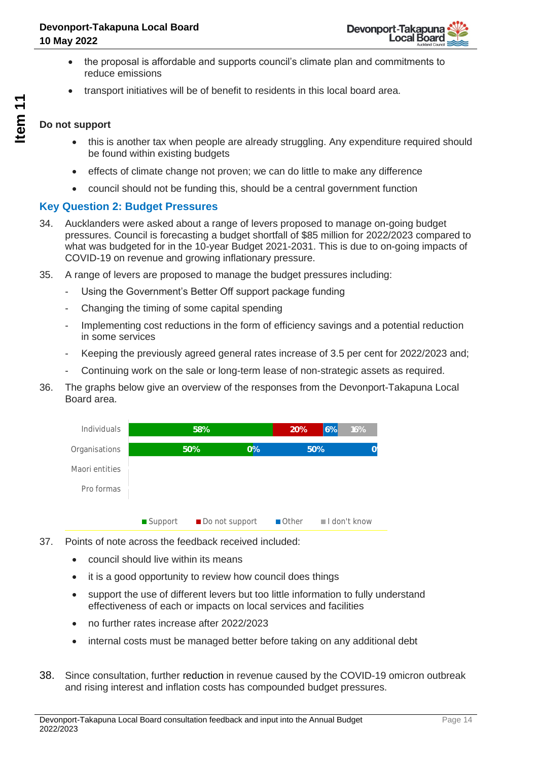- the proposal is affordable and supports council's climate plan and commitments to reduce emissions
- transport initiatives will be of benefit to residents in this local board area.

**Do not support**

- this is another tax when people are already struggling. Any expenditure required should be found within existing budgets
- effects of climate change not proven; we can do little to make any difference
- council should not be funding this, should be a central government function

## Key Question 2: Budget Pressures

34. Aucklanders were asked about a range of levers proposed to manage on-going budget pressures. Council is forecasting a budget shortfall of $85 million for 2022/2023 compared to what was budgeted for in the 10-year Budget 2021-2031. This is due to on-going impacts of COVID-19 on revenue and growing inflationary pressure.

35. A range of levers are proposed to manage the budget pressures including:
    - Using the Government's Better Off support package funding
    - Changing the timing of some capital spending
    - Implementing cost reductions in the form of efficiency savings and a potential reduction in some services
    - Keeping the previously agreed general rates increase of 3.5 per cent for 2022/2023 and;
    - Continuing work on the sale or long-term lease of non-strategic assets as required.

36. The graphs below give an overview of the responses from the Devonport-Takapuna Local Board area.

| | Support | Do not support | Other | I don't know |
|---|---|---|---|---|
| Individuals | 58% | 20% | 6% | 16% |
| Organisations | 50% | 0% | 50% | 0 |
| Maori entities | | | | |
| Pro formas | | | | |

37. Points of note across the feedback received included:
    - council should live within its means
    - it is a good opportunity to review how council does things
    - support the use of different levers but too little information to fully understand effectiveness of each or impacts on local services and facilities
    - no further rates increase after 2022/2023
    - internal costs must be managed better before taking on any additional debt

38. Since consultation, further reduction in revenue caused by the COVID-19 omicron outbreak and rising interest and inflation costs has compounded budget pressures.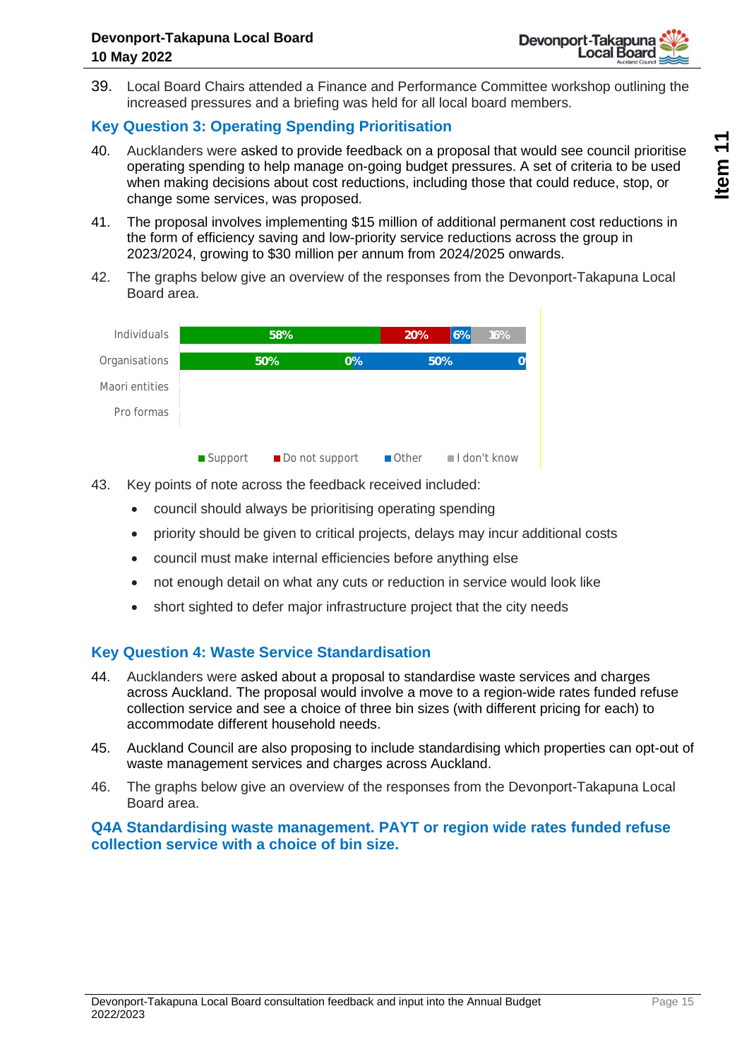39. Local Board Chairs attended a Finance and Performance Committee workshop outlining the increased pressures and a briefing was held for all local board members.

## Key Question 3: Operating Spending Prioritisation

40. Aucklanders were asked to provide feedback on a proposal that would see council prioritise operating spending to help manage on-going budget pressures. A set of criteria to be used when making decisions about cost reductions, including those that could reduce, stop, or change some services, was proposed.

41. The proposal involves implementing $15 million of additional permanent cost reductions in the form of efficiency saving and low-priority service reductions across the group in 2023/2024, growing to $30 million per annum from 2024/2025 onwards.

42. The graphs below give an overview of the responses from the Devonport-Takapuna Local Board area.

| | Support | Do not support | Other | I don't know |
|---|---|---|---|---|
| Individuals | 58% | 20% | 6% | 16% |
| Organisations | 50% | 0% | 50% | 0% |
| Maori entities | | | | |
| Pro formas | | | | |

43. Key points of note across the feedback received included:
    - council should always be prioritising operating spending
    - priority should be given to critical projects, delays may incur additional costs
    - council must make internal efficiencies before anything else
    - not enough detail on what any cuts or reduction in service would look like
    - short sighted to defer major infrastructure project that the city needs

## Key Question 4: Waste Service Standardisation

44. Aucklanders were asked about a proposal to standardise waste services and charges across Auckland. The proposal would involve a move to a region-wide rates funded refuse collection service and see a choice of three bin sizes (with different pricing for each) to accommodate different household needs.

45. Auckland Council are also proposing to include standardising which properties can opt-out of waste management services and charges across Auckland.

46. The graphs below give an overview of the responses from the Devonport-Takapuna Local Board area.

### Q4A Standardising waste management. PAYT or region wide rates funded refuse collection service with a choice of bin size.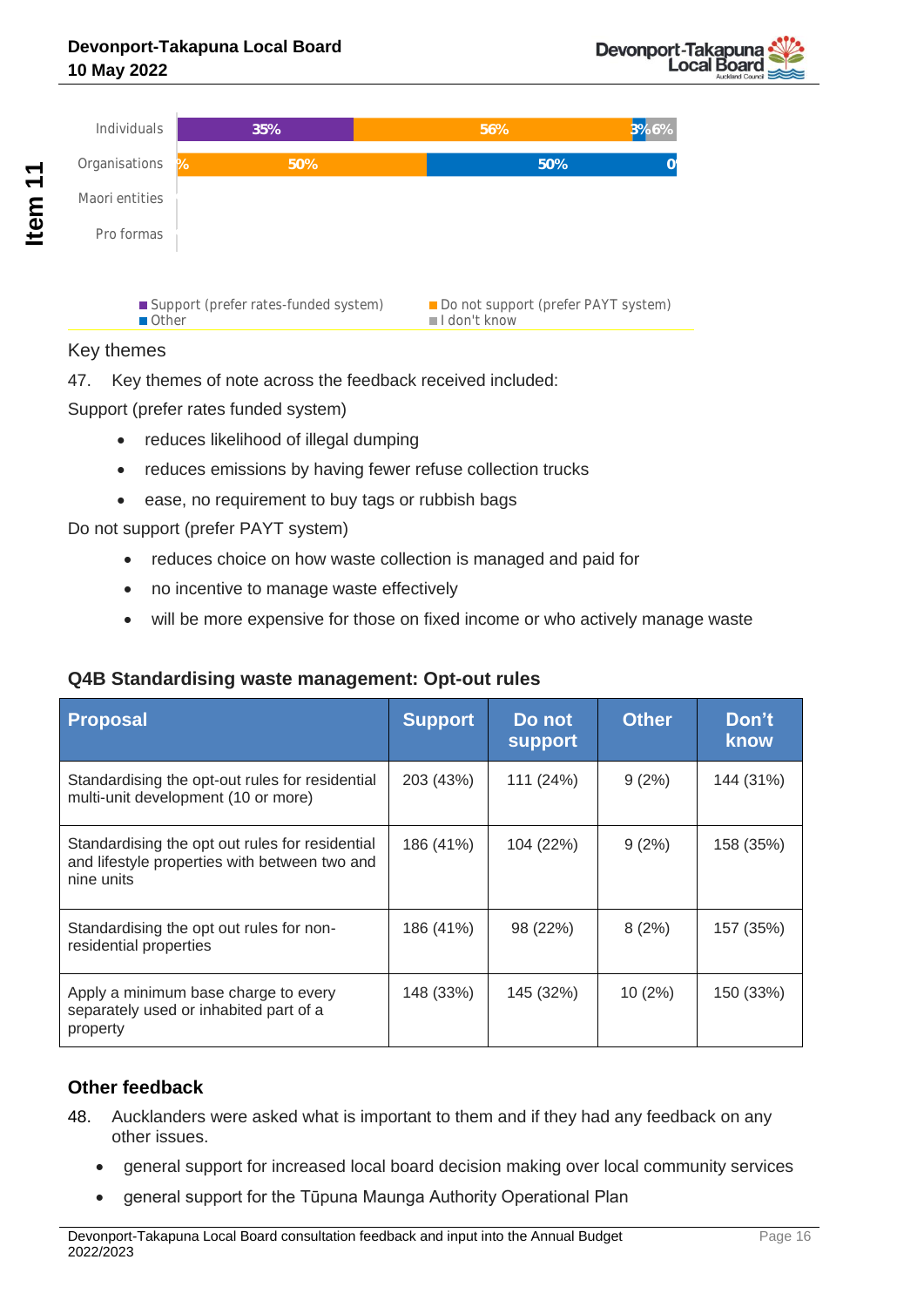| | Support (prefer rates-funded system) | Do not support (prefer PAYT system) | Other | I don't know |
|---|---|---|---|---|
| Individuals | 35% | 56% | 3% | 6% |
| Organisations | % | 50% | 50% | 0 |
| Maori entities | | | | |
| Pro formas | | | | |

## Key themes

47. Key themes of note across the feedback received included:

Support (prefer rates funded system)

- reduces likelihood of illegal dumping
- reduces emissions by having fewer refuse collection trucks
- ease, no requirement to buy tags or rubbish bags

Do not support (prefer PAYT system)

- reduces choice on how waste collection is managed and paid for
- no incentive to manage waste effectively
- will be more expensive for those on fixed income or who actively manage waste

### Q4B Standardising waste management: Opt-out rules

| Proposal | Support | Do not support | Other | Don't know |
|---|---|---|---|---|
| Standardising the opt-out rules for residential multi-unit development (10 or more) | 203 (43%) | 111 (24%) | 9 (2%) | 144 (31%) |
| Standardising the opt out rules for residential and lifestyle properties with between two and nine units | 186 (41%) | 104 (22%) | 9 (2%) | 158 (35%) |
| Standardising the opt out rules for non-residential properties | 186 (41%) | 98 (22%) | 8 (2%) | 157 (35%) |
| Apply a minimum base charge to every separately used or inhabited part of a property | 148 (33%) | 145 (32%) | 10 (2%) | 150 (33%) |

### Other feedback

48. Aucklanders were asked what is important to them and if they had any feedback on any other issues.

- general support for increased local board decision making over local community services
- general support for the Tūpuna Maunga Authority Operational Plan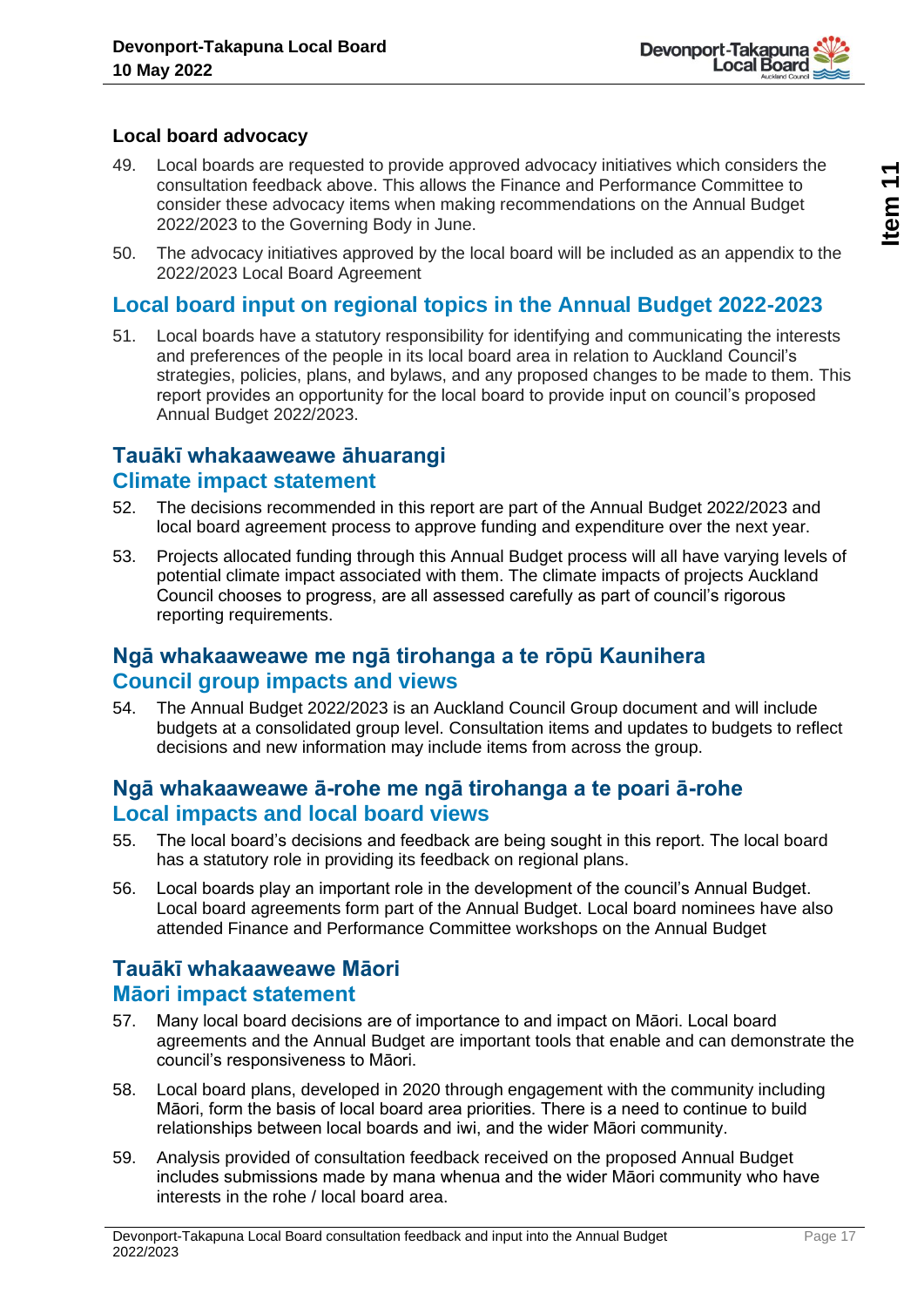### Local board advocacy

49. Local boards are requested to provide approved advocacy initiatives which considers the consultation feedback above. This allows the Finance and Performance Committee to consider these advocacy items when making recommendations on the Annual Budget 2022/2023 to the Governing Body in June.

50. The advocacy initiatives approved by the local board will be included as an appendix to the 2022/2023 Local Board Agreement

## Local board input on regional topics in the Annual Budget 2022-2023

51. Local boards have a statutory responsibility for identifying and communicating the interests and preferences of the people in its local board area in relation to Auckland Council's strategies, policies, plans, and bylaws, and any proposed changes to be made to them. This report provides an opportunity for the local board to provide input on council's proposed Annual Budget 2022/2023.

## Tauākī whakaaweawe āhuarangi
## Climate impact statement

52. The decisions recommended in this report are part of the Annual Budget 2022/2023 and local board agreement process to approve funding and expenditure over the next year.

53. Projects allocated funding through this Annual Budget process will all have varying levels of potential climate impact associated with them. The climate impacts of projects Auckland Council chooses to progress, are all assessed carefully as part of council's rigorous reporting requirements.

## Ngā whakaaweawe me ngā tirohanga a te rōpū Kaunihera
## Council group impacts and views

54. The Annual Budget 2022/2023 is an Auckland Council Group document and will include budgets at a consolidated group level. Consultation items and updates to budgets to reflect decisions and new information may include items from across the group.

## Ngā whakaaweawe ā-rohe me ngā tirohanga a te poari ā-rohe
## Local impacts and local board views

55. The local board's decisions and feedback are being sought in this report. The local board has a statutory role in providing its feedback on regional plans.

56. Local boards play an important role in the development of the council's Annual Budget. Local board agreements form part of the Annual Budget. Local board nominees have also attended Finance and Performance Committee workshops on the Annual Budget

## Tauākī whakaaweawe Māori
## Māori impact statement

57. Many local board decisions are of importance to and impact on Māori. Local board agreements and the Annual Budget are important tools that enable and can demonstrate the council's responsiveness to Māori.

58. Local board plans, developed in 2020 through engagement with the community including Māori, form the basis of local board area priorities. There is a need to continue to build relationships between local boards and iwi, and the wider Māori community.

59. Analysis provided of consultation feedback received on the proposed Annual Budget includes submissions made by mana whenua and the wider Māori community who have interests in the rohe / local board area.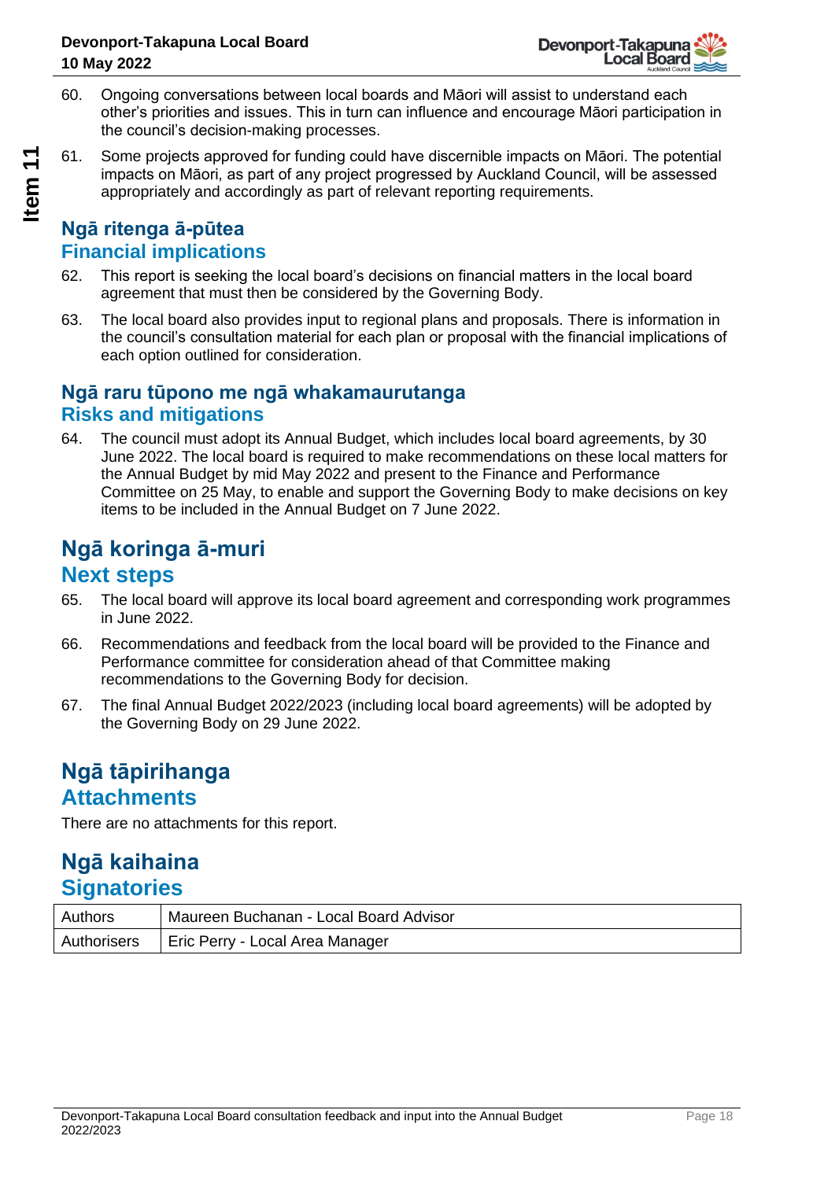60. Ongoing conversations between local boards and Māori will assist to understand each other's priorities and issues. This in turn can influence and encourage Māori participation in the council's decision-making processes.

61. Some projects approved for funding could have discernible impacts on Māori. The potential impacts on Māori, as part of any project progressed by Auckland Council, will be assessed appropriately and accordingly as part of relevant reporting requirements.

### Ngā ritenga ā-pūtea
### Financial implications

62. This report is seeking the local board's decisions on financial matters in the local board agreement that must then be considered by the Governing Body.

63. The local board also provides input to regional plans and proposals. There is information in the council's consultation material for each plan or proposal with the financial implications of each option outlined for consideration.

### Ngā raru tūpono me ngā whakamaurutanga
### Risks and mitigations

64. The council must adopt its Annual Budget, which includes local board agreements, by 30 June 2022. The local board is required to make recommendations on these local matters for the Annual Budget by mid May 2022 and present to the Finance and Performance Committee on 25 May, to enable and support the Governing Body to make decisions on key items to be included in the Annual Budget on 7 June 2022.

## Ngā koringa ā-muri
## Next steps

65. The local board will approve its local board agreement and corresponding work programmes in June 2022.

66. Recommendations and feedback from the local board will be provided to the Finance and Performance committee for consideration ahead of that Committee making recommendations to the Governing Body for decision.

67. The final Annual Budget 2022/2023 (including local board agreements) will be adopted by the Governing Body on 29 June 2022.

## Ngā tāpirihanga
## Attachments

There are no attachments for this report.

## Ngā kaihaina
## Signatories

| | |
|---|---|
| Authors | Maureen Buchanan - Local Board Advisor |
| Authorisers | Eric Perry - Local Area Manager |